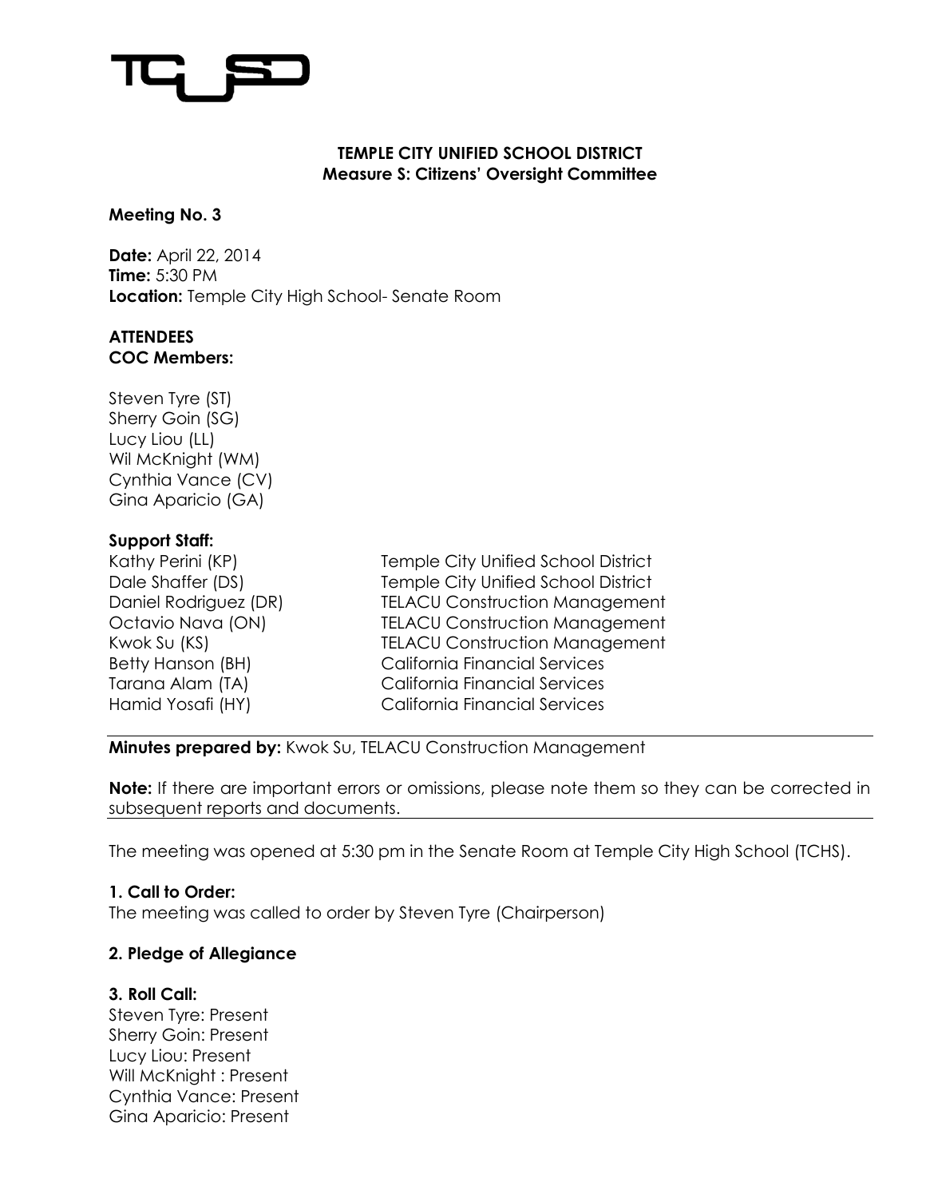# TEMPLE CITY UNIFIED SCHOOL DISTRICT
## Measure S: Citizens' Oversight Committee

**Meeting No. 3**

**Date:** April 22, 2014
**Time:** 5:30 PM
**Location:** Temple City High School- Senate Room

**ATTENDEES**
**COC Members:**

Steven Tyre (ST)
Sherry Goin (SG)
Lucy Liou (LL)
Wil McKnight (WM)
Cynthia Vance (CV)
Gina Aparicio (GA)

**Support Staff:**

| | |
|---|---|
| Kathy Perini (KP) | Temple City Unified School District |
| Dale Shaffer (DS) | Temple City Unified School District |
| Daniel Rodriguez (DR) | TELACU Construction Management |
| Octavio Nava (ON) | TELACU Construction Management |
| Kwok Su (KS) | TELACU Construction Management |
| Betty Hanson (BH) | California Financial Services |
| Tarana Alam (TA) | California Financial Services |
| Hamid Yosafi (HY) | California Financial Services |

**Minutes prepared by:** Kwok Su, TELACU Construction Management

**Note:** If there are important errors or omissions, please note them so they can be corrected in subsequent reports and documents.

The meeting was opened at 5:30 pm in the Senate Room at Temple City High School (TCHS).

**1. Call to Order:**
The meeting was called to order by Steven Tyre (Chairperson)

**2. Pledge of Allegiance**

**3. Roll Call:**
Steven Tyre: Present
Sherry Goin: Present
Lucy Liou: Present
Will McKnight : Present
Cynthia Vance: Present
Gina Aparicio: Present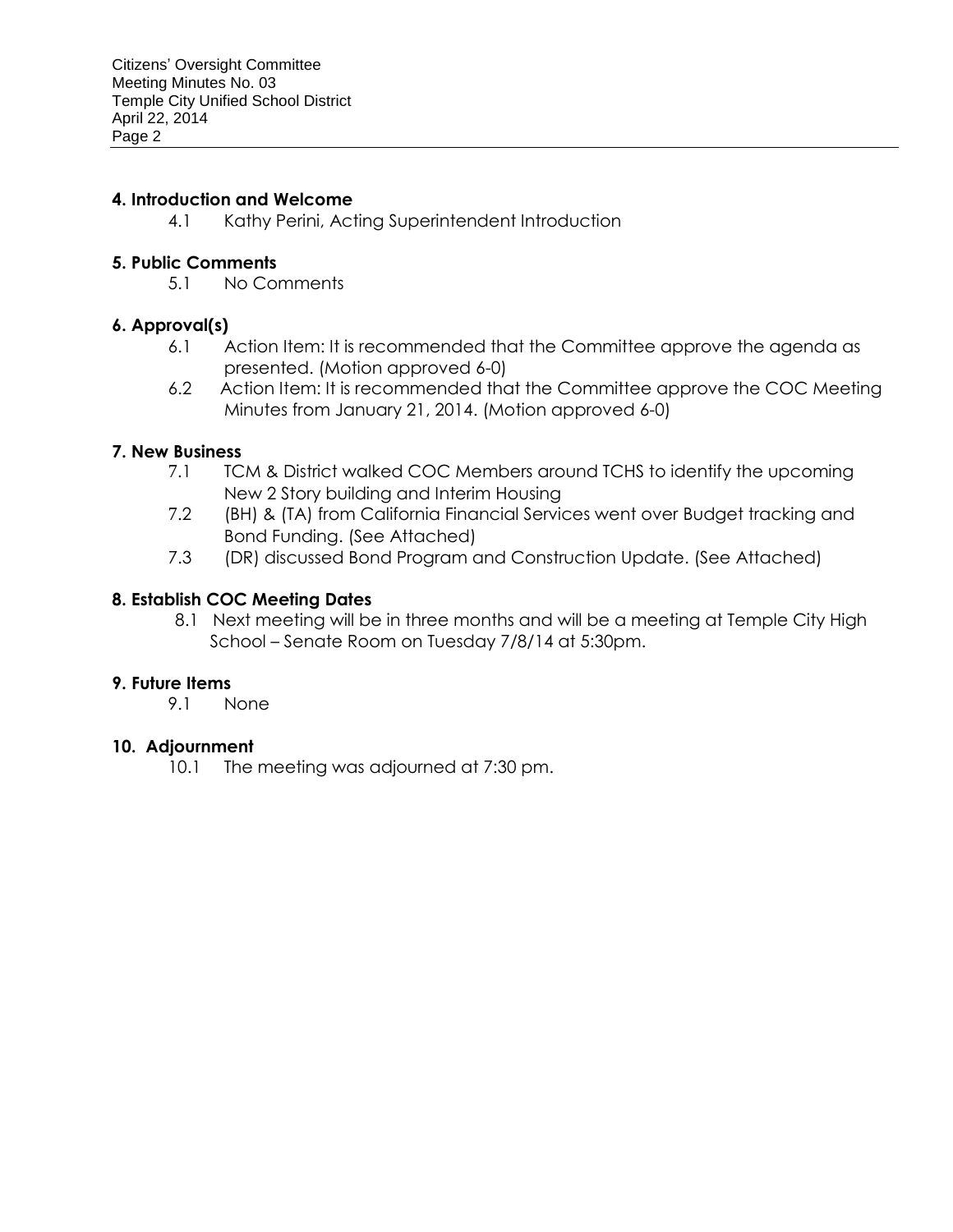**4. Introduction and Welcome**

4.1 Kathy Perini, Acting Superintendent Introduction

**5. Public Comments**

5.1 No Comments

**6. Approval(s)**

6.1 Action Item: It is recommended that the Committee approve the agenda as presented. (Motion approved 6-0)

6.2 Action Item: It is recommended that the Committee approve the COC Meeting Minutes from January 21, 2014. (Motion approved 6-0)

**7. New Business**

7.1 TCM & District walked COC Members around TCHS to identify the upcoming New 2 Story building and Interim Housing

7.2 (BH) & (TA) from California Financial Services went over Budget tracking and Bond Funding. (See Attached)

7.3 (DR) discussed Bond Program and Construction Update. (See Attached)

**8. Establish COC Meeting Dates**

8.1 Next meeting will be in three months and will be a meeting at Temple City High School – Senate Room on Tuesday 7/8/14 at 5:30pm.

**9. Future Items**

9.1 None

**10. Adjournment**

10.1 The meeting was adjourned at 7:30 pm.